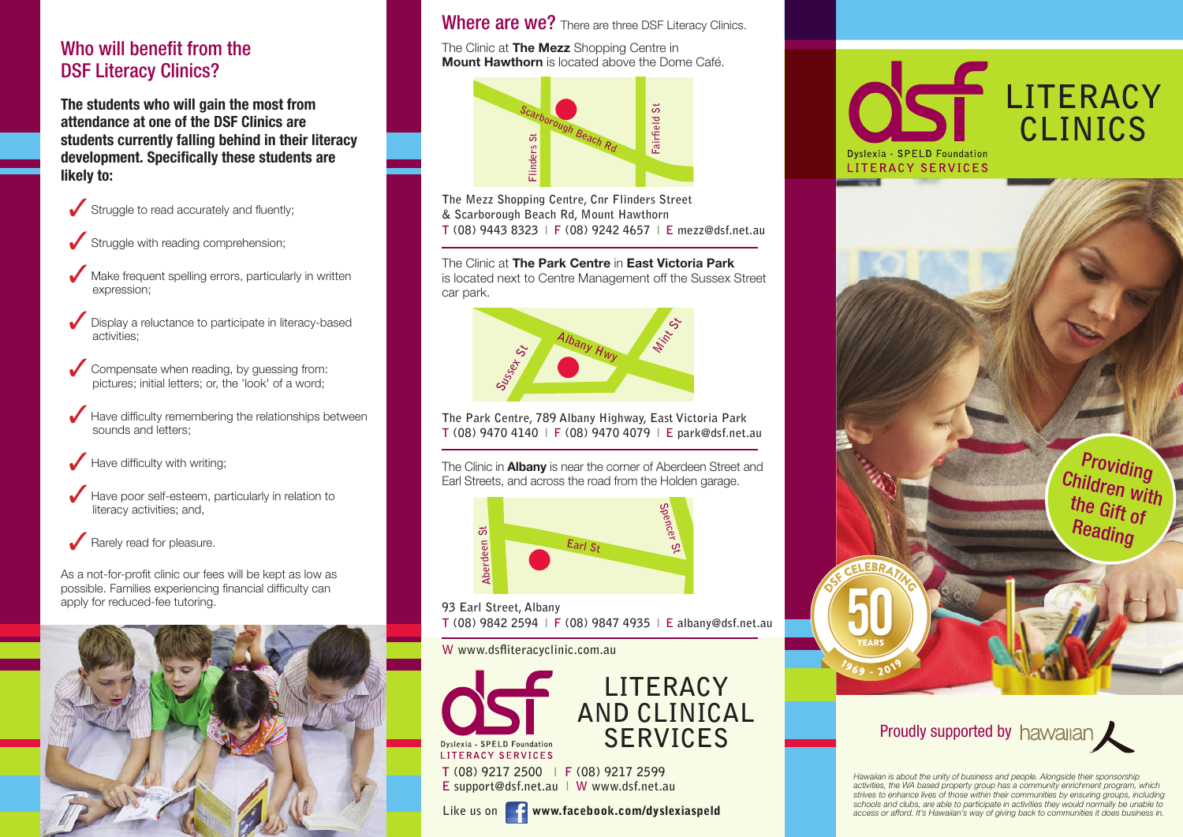## Who will benefit from the DSF Literacy Clinics?

**The students who will gain the most from attendance at one of the DSF Clinics are students currently falling behind in their literacy development. Specifically these students are likely to:**

- ✓ Struggle to read accurately and fluently;
- ✓ Struggle with reading comprehension;
- ✓ Make frequent spelling errors, particularly in written expression;
- ✓ Display a reluctance to participate in literacy-based activities;
- ✓ Compensate when reading, by guessing from: pictures; initial letters; or, the 'look' of a word;
- ✓ Have difficulty remembering the relationships between sounds and letters;
- ✓ Have difficulty with writing;
- ✓ Have poor self-esteem, particularly in relation to literacy activities; and,
- ✓ Rarely read for pleasure.

As a not-for-profit clinic our fees will be kept as low as possible. Families experiencing financial difficulty can apply for reduced-fee tutoring.

## Where are we? There are three DSF Literacy Clinics.

The Clinic at **The Mezz** Shopping Centre in **Mount Hawthorn** is located above the Dome Café.

The Mezz Shopping Centre, Cnr Flinders Street & Scarborough Beach Rd, Mount Hawthorn
T (08) 9443 8323 | F (08) 9242 4657 | E mezz@dsf.net.au

The Clinic at **The Park Centre** in **East Victoria Park** is located next to Centre Management off the Sussex Street car park.

The Park Centre, 789 Albany Highway, East Victoria Park
T (08) 9470 4140 | F (08) 9470 4079 | E park@dsf.net.au

The Clinic in **Albany** is near the corner of Aberdeen Street and Earl Streets, and across the road from the Holden garage.

93 Earl Street, Albany
T (08) 9842 2594 | F (08) 9847 4935 | E albany@dsf.net.au

W www.dsfliteracyclinic.com.au

dsf Dyslexia - SPELD Foundation LITERACY SERVICES

**LITERACY AND CLINICAL SERVICES**

T (08) 9217 2500 | F (08) 9217 2599
E support@dsf.net.au | W www.dsf.net.au

Like us on www.facebook.com/dyslexiaspeld

# dsf LITERACY CLINICS

Dyslexia - SPELD Foundation
LITERACY SERVICES

**Providing Children with the Gift of Reading**

DSF Celebrating 50 Years 1969 - 2019

Proudly supported by hawaiian

*Hawaiian is about the unity of business and people. Alongside their sponsorship activities, the WA based property group has a community enrichment program, which strives to enhance lives of those within their communities by ensuring groups, including schools and clubs, are able to participate in activities they would normally be unable to access or afford. It's Hawaiian's way of giving back to communities it does business in.*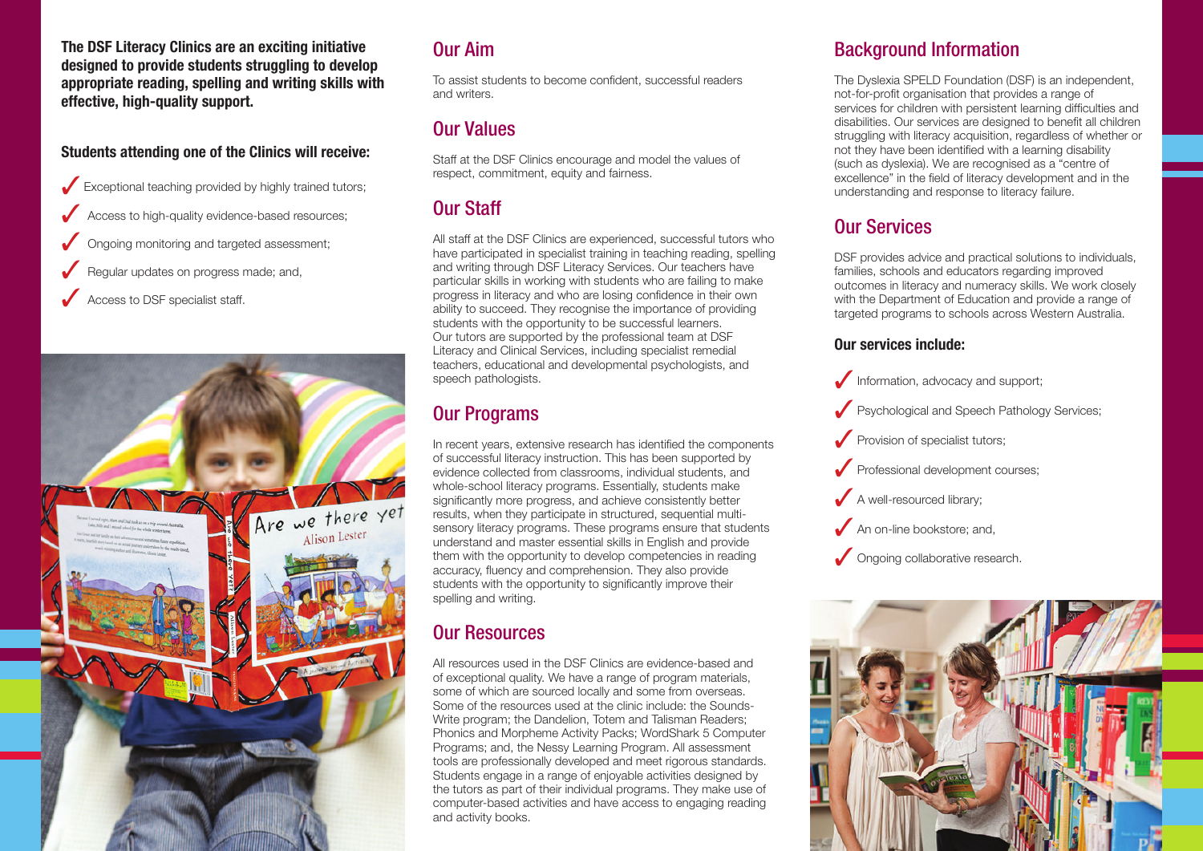**The DSF Literacy Clinics are an exciting initiative designed to provide students struggling to develop appropriate reading, spelling and writing skills with effective, high-quality support.**

#### Students attending one of the Clinics will receive:

- Exceptional teaching provided by highly trained tutors;
- Access to high-quality evidence-based resources;
- Ongoing monitoring and targeted assessment;
- Regular updates on progress made; and,
- Access to DSF specialist staff.

## Our Aim

To assist students to become confident, successful readers and writers.

## Our Values

Staff at the DSF Clinics encourage and model the values of respect, commitment, equity and fairness.

## Our Staff

All staff at the DSF Clinics are experienced, successful tutors who have participated in specialist training in teaching reading, spelling and writing through DSF Literacy Services. Our teachers have particular skills in working with students who are failing to make progress in literacy and who are losing confidence in their own ability to succeed. They recognise the importance of providing students with the opportunity to be successful learners. Our tutors are supported by the professional team at DSF Literacy and Clinical Services, including specialist remedial teachers, educational and developmental psychologists, and speech pathologists.

## Our Programs

In recent years, extensive research has identified the components of successful literacy instruction. This has been supported by evidence collected from classrooms, individual students, and whole-school literacy programs. Essentially, students make significantly more progress, and achieve consistently better results, when they participate in structured, sequential multi-sensory literacy programs. These programs ensure that students understand and master essential skills in English and provide them with the opportunity to develop competencies in reading accuracy, fluency and comprehension. They also provide students with the opportunity to significantly improve their spelling and writing.

## Our Resources

All resources used in the DSF Clinics are evidence-based and of exceptional quality. We have a range of program materials, some of which are sourced locally and some from overseas. Some of the resources used at the clinic include: the Sounds-Write program; the Dandelion, Totem and Talisman Readers; Phonics and Morpheme Activity Packs; WordShark 5 Computer Programs; and, the Nessy Learning Program. All assessment tools are professionally developed and meet rigorous standards. Students engage in a range of enjoyable activities designed by the tutors as part of their individual programs. They make use of computer-based activities and have access to engaging reading and activity books.

## Background Information

The Dyslexia SPELD Foundation (DSF) is an independent, not-for-profit organisation that provides a range of services for children with persistent learning difficulties and disabilities. Our services are designed to benefit all children struggling with literacy acquisition, regardless of whether or not they have been identified with a learning disability (such as dyslexia). We are recognised as a "centre of excellence" in the field of literacy development and in the understanding and response to literacy failure.

## Our Services

DSF provides advice and practical solutions to individuals, families, schools and educators regarding improved outcomes in literacy and numeracy skills. We work closely with the Department of Education and provide a range of targeted programs to schools across Western Australia.

#### Our services include:

- Information, advocacy and support;
- Psychological and Speech Pathology Services;
- Provision of specialist tutors;
- Professional development courses;
- A well-resourced library;
- An on-line bookstore; and,
- Ongoing collaborative research.